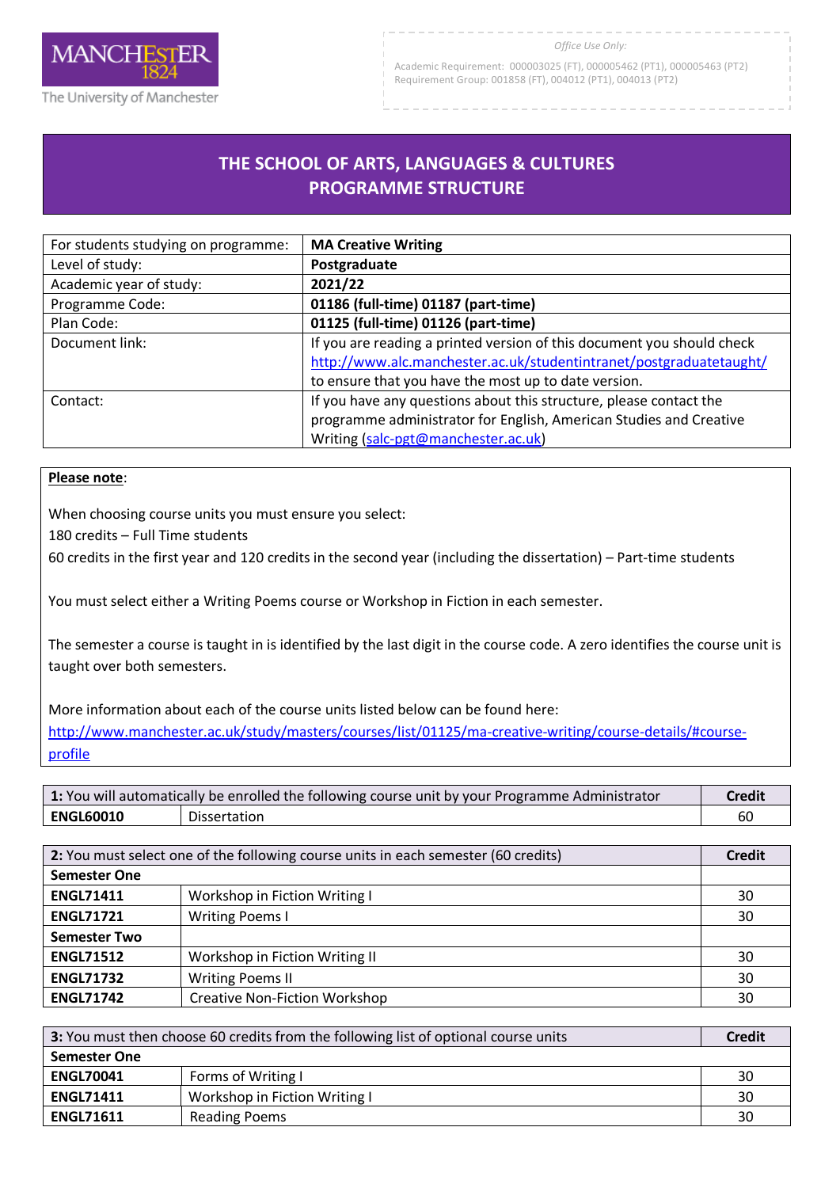MANCHESTER 1824
The University of Manchester

*Office Use Only:*

Academic Requirement: 000003025 (FT), 000005462 (PT1), 000005463 (PT2)
Requirement Group: 001858 (FT), 004012 (PT1), 004013 (PT2)

# THE SCHOOL OF ARTS, LANGUAGES & CULTURES
# PROGRAMME STRUCTURE

| | |
|---|---|
| For students studying on programme: | **MA Creative Writing** |
| Level of study: | **Postgraduate** |
| Academic year of study: | **2021/22** |
| Programme Code: | **01186 (full-time) 01187 (part-time)** |
| Plan Code: | **01125 (full-time) 01126 (part-time)** |
| Document link: | If you are reading a printed version of this document you should check http://www.alc.manchester.ac.uk/studentintranet/postgraduatetaught/ to ensure that you have the most up to date version. |
| Contact: | If you have any questions about this structure, please contact the programme administrator for English, American Studies and Creative Writing (salc-pgt@manchester.ac.uk) |

**Please note**:

When choosing course units you must ensure you select:
180 credits – Full Time students
60 credits in the first year and 120 credits in the second year (including the dissertation) – Part-time students

You must select either a Writing Poems course or Workshop in Fiction in each semester.

The semester a course is taught in is identified by the last digit in the course code. A zero identifies the course unit is taught over both semesters.

More information about each of the course units listed below can be found here:
http://www.manchester.ac.uk/study/masters/courses/list/01125/ma-creative-writing/course-details/#course-profile

| **1:** You will automatically be enrolled the following course unit by your Programme Administrator | | **Credit** |
|---|---|---|
| **ENGL60010** | Dissertation | 60 |

| **2:** You must select one of the following course units in each semester (60 credits) | | **Credit** |
|---|---|---|
| **Semester One** | | |
| **ENGL71411** | Workshop in Fiction Writing I | 30 |
| **ENGL71721** | Writing Poems I | 30 |
| **Semester Two** | | |
| **ENGL71512** | Workshop in Fiction Writing II | 30 |
| **ENGL71732** | Writing Poems II | 30 |
| **ENGL71742** | Creative Non-Fiction Workshop | 30 |

| **3:** You must then choose 60 credits from the following list of optional course units | | **Credit** |
|---|---|---|
| **Semester One** | | |
| **ENGL70041** | Forms of Writing I | 30 |
| **ENGL71411** | Workshop in Fiction Writing I | 30 |
| **ENGL71611** | Reading Poems | 30 |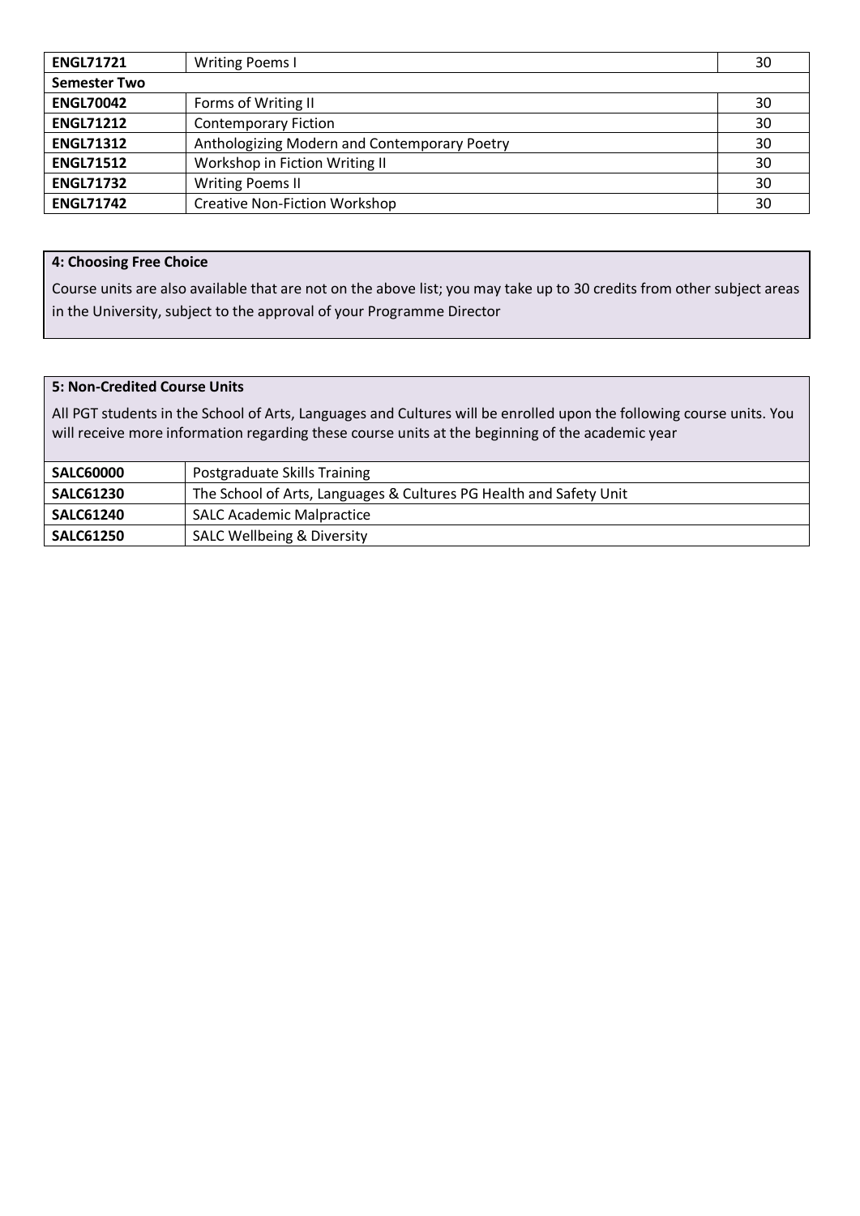| | | |
|---|---|---|
| **ENGL71721** | Writing Poems I | 30 |
| **Semester Two** | | |
| **ENGL70042** | Forms of Writing II | 30 |
| **ENGL71212** | Contemporary Fiction | 30 |
| **ENGL71312** | Anthologizing Modern and Contemporary Poetry | 30 |
| **ENGL71512** | Workshop in Fiction Writing II | 30 |
| **ENGL71732** | Writing Poems II | 30 |
| **ENGL71742** | Creative Non-Fiction Workshop | 30 |

**4: Choosing Free Choice**

Course units are also available that are not on the above list; you may take up to 30 credits from other subject areas in the University, subject to the approval of your Programme Director

**5: Non-Credited Course Units**

All PGT students in the School of Arts, Languages and Cultures will be enrolled upon the following course units. You will receive more information regarding these course units at the beginning of the academic year

| | |
|---|---|
| **SALC60000** | Postgraduate Skills Training |
| **SALC61230** | The School of Arts, Languages & Cultures PG Health and Safety Unit |
| **SALC61240** | SALC Academic Malpractice |
| **SALC61250** | SALC Wellbeing & Diversity |